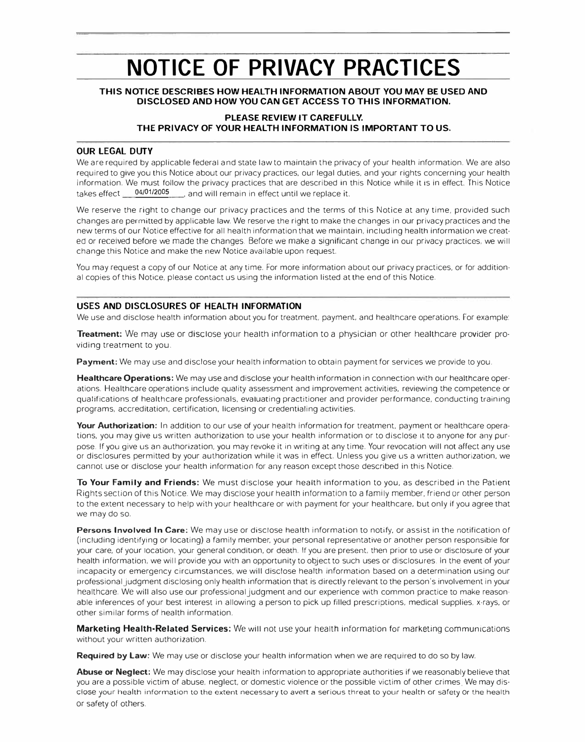# NOTICE OF PRIVACY PRACTICES

**THIS NOTICE DESCRIBES HOW HEALTH INFORMATION ABOUT YOU MAY BE USED AND DISCLOSED AND HOW YOU CAN GET ACCESS TO THIS INFORMATION.**

**PLEASE REVIEW IT CAREFULLY.**
**THE PRIVACY OF YOUR HEALTH INFORMATION IS IMPORTANT TO US.**

## OUR LEGAL DUTY

We are required by applicable federal and state law to maintain the privacy of your health information. We are also required to give you this Notice about our privacy practices, our legal duties, and your rights concerning your health information. We must follow the privacy practices that are described in this Notice while it is in effect. This Notice takes effect 04/01/2005, and will remain in effect until we replace it.

We reserve the right to change our privacy practices and the terms of this Notice at any time, provided such changes are permitted by applicable law. We reserve the right to make the changes in our privacy practices and the new terms of our Notice effective for all health information that we maintain, including health information we created or received before we made the changes. Before we make a significant change in our privacy practices, we will change this Notice and make the new Notice available upon request.

You may request a copy of our Notice at any time. For more information about our privacy practices, or for additional copies of this Notice, please contact us using the information listed at the end of this Notice.

## USES AND DISCLOSURES OF HEALTH INFORMATION

We use and disclose health information about you for treatment, payment, and healthcare operations. For example:

**Treatment:** We may use or disclose your health information to a physician or other healthcare provider providing treatment to you.

**Payment:** We may use and disclose your health information to obtain payment for services we provide to you.

**Healthcare Operations:** We may use and disclose your health information in connection with our healthcare operations. Healthcare operations include quality assessment and improvement activities, reviewing the competence or qualifications of healthcare professionals, evaluating practitioner and provider performance, conducting training programs, accreditation, certification, licensing or credentialing activities.

**Your Authorization:** In addition to our use of your health information for treatment, payment or healthcare operations, you may give us written authorization to use your health information or to disclose it to anyone for any purpose. If you give us an authorization, you may revoke it in writing at any time. Your revocation will not affect any use or disclosures permitted by your authorization while it was in effect. Unless you give us a written authorization, we cannot use or disclose your health information for any reason except those described in this Notice.

**To Your Family and Friends:** We must disclose your health information to you, as described in the Patient Rights section of this Notice. We may disclose your health information to a family member, friend or other person to the extent necessary to help with your healthcare or with payment for your healthcare, but only if you agree that we may do so.

**Persons Involved In Care:** We may use or disclose health information to notify, or assist in the notification of (including identifying or locating) a family member, your personal representative or another person responsible for your care, of your location, your general condition, or death. If you are present, then prior to use or disclosure of your health information, we will provide you with an opportunity to object to such uses or disclosures. In the event of your incapacity or emergency circumstances, we will disclose health information based on a determination using our professional judgment disclosing only health information that is directly relevant to the person's involvement in your healthcare. We will also use our professional judgment and our experience with common practice to make reasonable inferences of your best interest in allowing a person to pick up filled prescriptions, medical supplies, x-rays, or other similar forms of health information.

**Marketing Health-Related Services:** We will not use your health information for marketing communications without your written authorization.

**Required by Law:** We may use or disclose your health information when we are required to do so by law.

**Abuse or Neglect:** We may disclose your health information to appropriate authorities if we reasonably believe that you are a possible victim of abuse, neglect, or domestic violence or the possible victim of other crimes. We may disclose your health information to the extent necessary to avert a serious threat to your health or safety or the health or safety of others.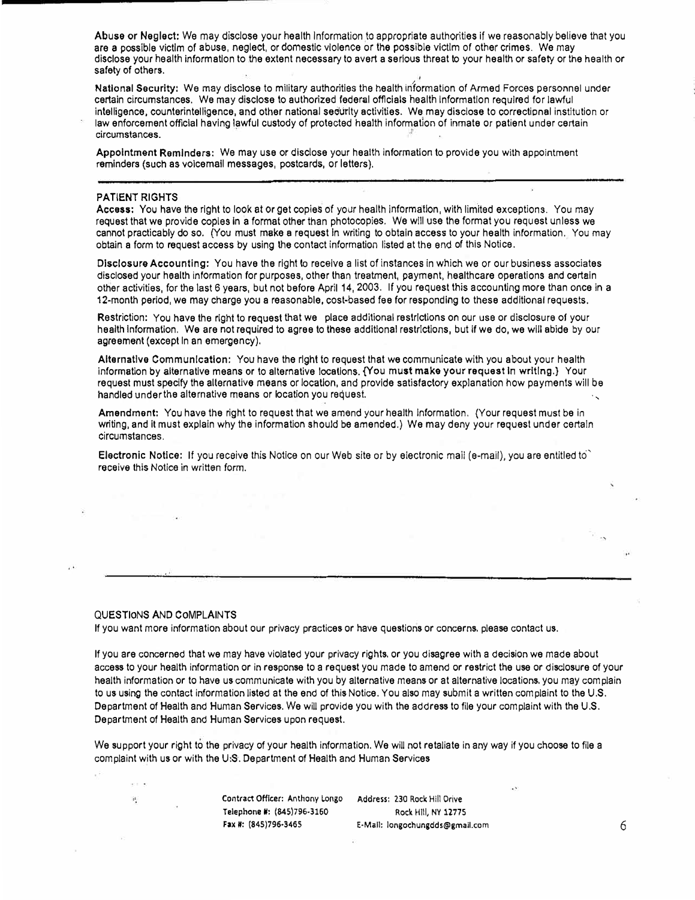**Abuse or Neglect:** We may disclose your health information to appropriate authorities if we reasonably believe that you are a possible victim of abuse, neglect, or domestic violence or the possible victim of other crimes. We may disclose your health information to the extent necessary to avert a serious threat to your health or safety or the health or safety of others.

**National Security:** We may disclose to military authorities the health information of Armed Forces personnel under certain circumstances. We may disclose to authorized federal officials health information required for lawful intelligence, counterintelligence, and other national security activities. We may disclose to correctional institution or law enforcement official having lawful custody of protected health information of inmate or patient under certain circumstances.

**Appointment Reminders:** We may use or disclose your health information to provide you with appointment reminders (such as voicemail messages, postcards, or letters).

---

## PATIENT RIGHTS

**Access:** You have the right to look at or get copies of your health information, with limited exceptions. You may request that we provide copies in a format other than photocopies. We will use the format you request unless we cannot practicably do so. (You must make a request in writing to obtain access to your health information. You may obtain a form to request access by using the contact information listed at the end of this Notice.

**Disclosure Accounting:** You have the right to receive a list of instances in which we or our business associates disclosed your health information for purposes, other than treatment, payment, healthcare operations and certain other activities, for the last 6 years, but not before April 14, 2003. If you request this accounting more than once in a 12-month period, we may charge you a reasonable, cost-based fee for responding to these additional requests.

**Restriction:** You have the right to request that we place additional restrictions on our use or disclosure of your health information. We are not required to agree to these additional restrictions, but if we do, we will abide by our agreement (except in an emergency).

**Alternative Communication:** You have the right to request that we communicate with you about your health information by alternative means or to alternative locations. **(You must make your request in writing.)** Your request must specify the alternative means or location, and provide satisfactory explanation how payments will be handled under the alternative means or location you request.

**Amendment:** You have the right to request that we amend your health information. (Your request must be in writing, and it must explain why the information should be amended.) We may deny your request under certain circumstances.

**Electronic Notice:** If you receive this Notice on our Web site or by electronic mail (e-mail), you are entitled to receive this Notice in written form.

---

## QUESTIONS AND COMPLAINTS

If you want more information about our privacy practices or have questions or concerns, please contact us.

If you are concerned that we may have violated your privacy rights, or you disagree with a decision we made about access to your health information or in response to a request you made to amend or restrict the use or disclosure of your health information or to have us communicate with you by alternative means or at alternative locations, you may complain to us using the contact information listed at the end of this Notice. You also may submit a written complaint to the U.S. Department of Health and Human Services. We will provide you with the address to file your complaint with the U.S. Department of Health and Human Services upon request.

We support your right to the privacy of your health information. We will not retaliate in any way if you choose to file a complaint with us or with the U.S. Department of Health and Human Services

| | |
|---|---|
| Contract Officer: Anthony Longo | Address: 230 Rock Hill Drive |
| Telephone #: (845)796-3160 | Rock Hill, NY 12775 |
| Fax #: (845)796-3465 | E-Mail: longochungdds@gmail.com |